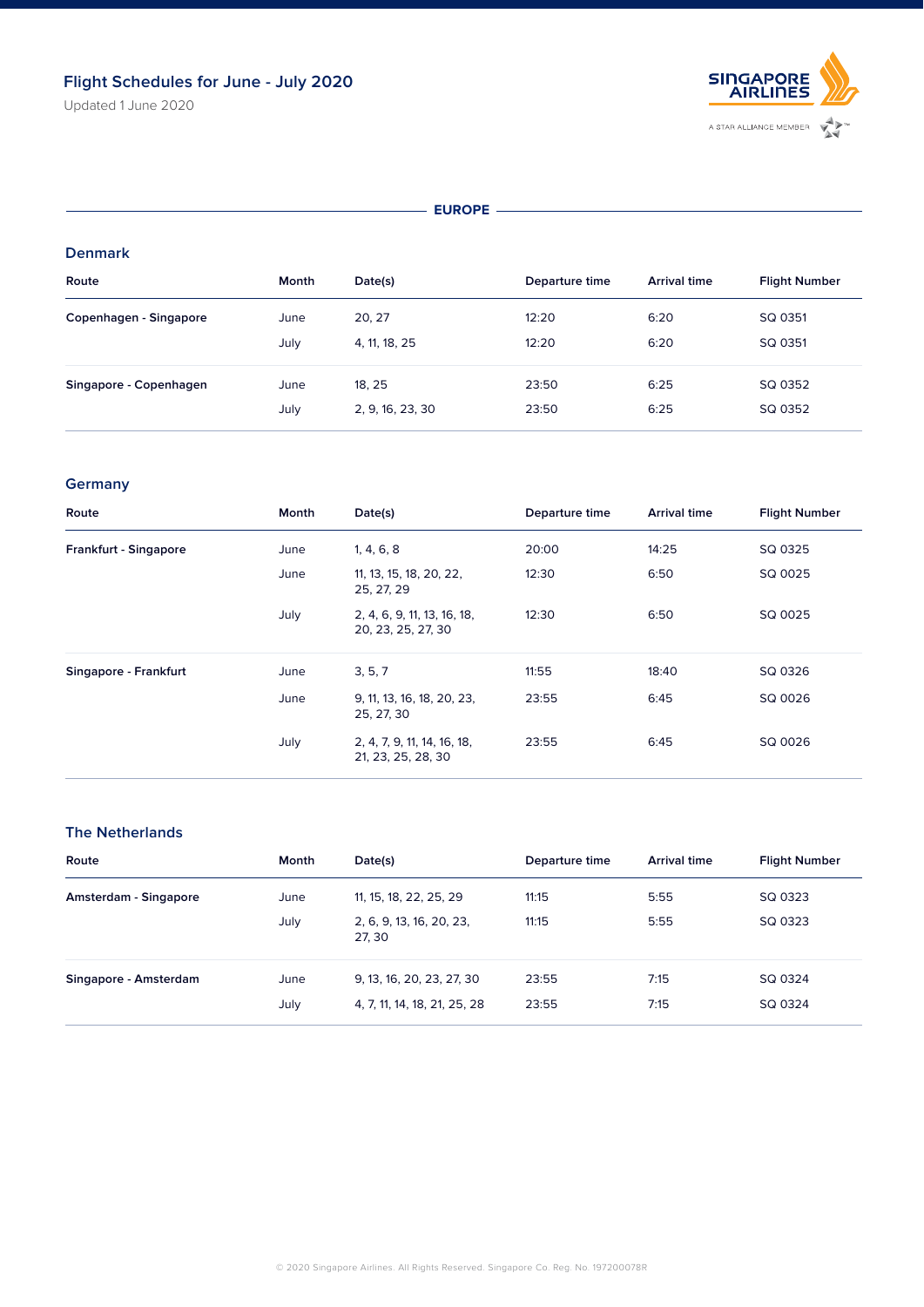# Flight Schedules for June - July 2020

Updated 1 June 2020

## EUROPE

### Denmark

| Route | Month | Date(s) | Departure time | Arrival time | Flight Number |
|---|---|---|---|---|---|
| **Copenhagen - Singapore** | June | 20, 27 | 12:20 | 6:20 | SQ 0351 |
| | July | 4, 11, 18, 25 | 12:20 | 6:20 | SQ 0351 |
| **Singapore - Copenhagen** | June | 18, 25 | 23:50 | 6:25 | SQ 0352 |
| | July | 2, 9, 16, 23, 30 | 23:50 | 6:25 | SQ 0352 |

### Germany

| Route | Month | Date(s) | Departure time | Arrival time | Flight Number |
|---|---|---|---|---|---|
| **Frankfurt - Singapore** | June | 1, 4, 6, 8 | 20:00 | 14:25 | SQ 0325 |
| | June | 11, 13, 15, 18, 20, 22, 25, 27, 29 | 12:30 | 6:50 | SQ 0025 |
| | July | 2, 4, 6, 9, 11, 13, 16, 18, 20, 23, 25, 27, 30 | 12:30 | 6:50 | SQ 0025 |
| **Singapore - Frankfurt** | June | 3, 5, 7 | 11:55 | 18:40 | SQ 0326 |
| | June | 9, 11, 13, 16, 18, 20, 23, 25, 27, 30 | 23:55 | 6:45 | SQ 0026 |
| | July | 2, 4, 7, 9, 11, 14, 16, 18, 21, 23, 25, 28, 30 | 23:55 | 6:45 | SQ 0026 |

### The Netherlands

| Route | Month | Date(s) | Departure time | Arrival time | Flight Number |
|---|---|---|---|---|---|
| **Amsterdam - Singapore** | June | 11, 15, 18, 22, 25, 29 | 11:15 | 5:55 | SQ 0323 |
| | July | 2, 6, 9, 13, 16, 20, 23, 27, 30 | 11:15 | 5:55 | SQ 0323 |
| **Singapore - Amsterdam** | June | 9, 13, 16, 20, 23, 27, 30 | 23:55 | 7:15 | SQ 0324 |
| | July | 4, 7, 11, 14, 18, 21, 25, 28 | 23:55 | 7:15 | SQ 0324 |

© 2020 Singapore Airlines. All Rights Reserved. Singapore Co. Reg. No. 197200078R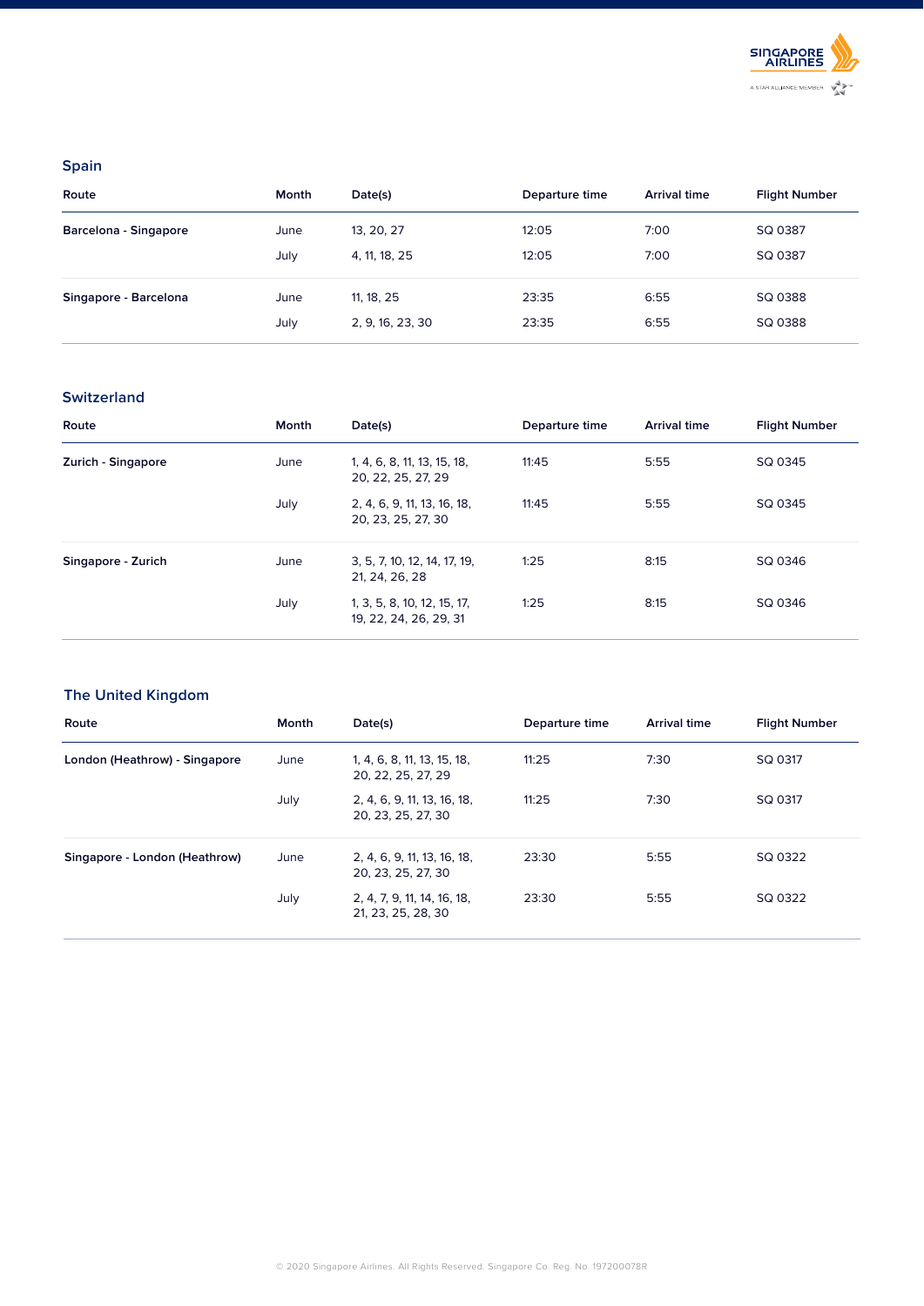## Spain

| Route | Month | Date(s) | Departure time | Arrival time | Flight Number |
|---|---|---|---|---|---|
| **Barcelona - Singapore** | June | 13, 20, 27 | 12:05 | 7:00 | SQ 0387 |
| | July | 4, 11, 18, 25 | 12:05 | 7:00 | SQ 0387 |
| **Singapore - Barcelona** | June | 11, 18, 25 | 23:35 | 6:55 | SQ 0388 |
| | July | 2, 9, 16, 23, 30 | 23:35 | 6:55 | SQ 0388 |

## Switzerland

| Route | Month | Date(s) | Departure time | Arrival time | Flight Number |
|---|---|---|---|---|---|
| **Zurich - Singapore** | June | 1, 4, 6, 8, 11, 13, 15, 18, 20, 22, 25, 27, 29 | 11:45 | 5:55 | SQ 0345 |
| | July | 2, 4, 6, 9, 11, 13, 16, 18, 20, 23, 25, 27, 30 | 11:45 | 5:55 | SQ 0345 |
| **Singapore - Zurich** | June | 3, 5, 7, 10, 12, 14, 17, 19, 21, 24, 26, 28 | 1:25 | 8:15 | SQ 0346 |
| | July | 1, 3, 5, 8, 10, 12, 15, 17, 19, 22, 24, 26, 29, 31 | 1:25 | 8:15 | SQ 0346 |

## The United Kingdom

| Route | Month | Date(s) | Departure time | Arrival time | Flight Number |
|---|---|---|---|---|---|
| **London (Heathrow) - Singapore** | June | 1, 4, 6, 8, 11, 13, 15, 18, 20, 22, 25, 27, 29 | 11:25 | 7:30 | SQ 0317 |
| | July | 2, 4, 6, 9, 11, 13, 16, 18, 20, 23, 25, 27, 30 | 11:25 | 7:30 | SQ 0317 |
| **Singapore - London (Heathrow)** | June | 2, 4, 6, 9, 11, 13, 16, 18, 20, 23, 25, 27, 30 | 23:30 | 5:55 | SQ 0322 |
| | July | 2, 4, 7, 9, 11, 14, 16, 18, 21, 23, 25, 28, 30 | 23:30 | 5:55 | SQ 0322 |